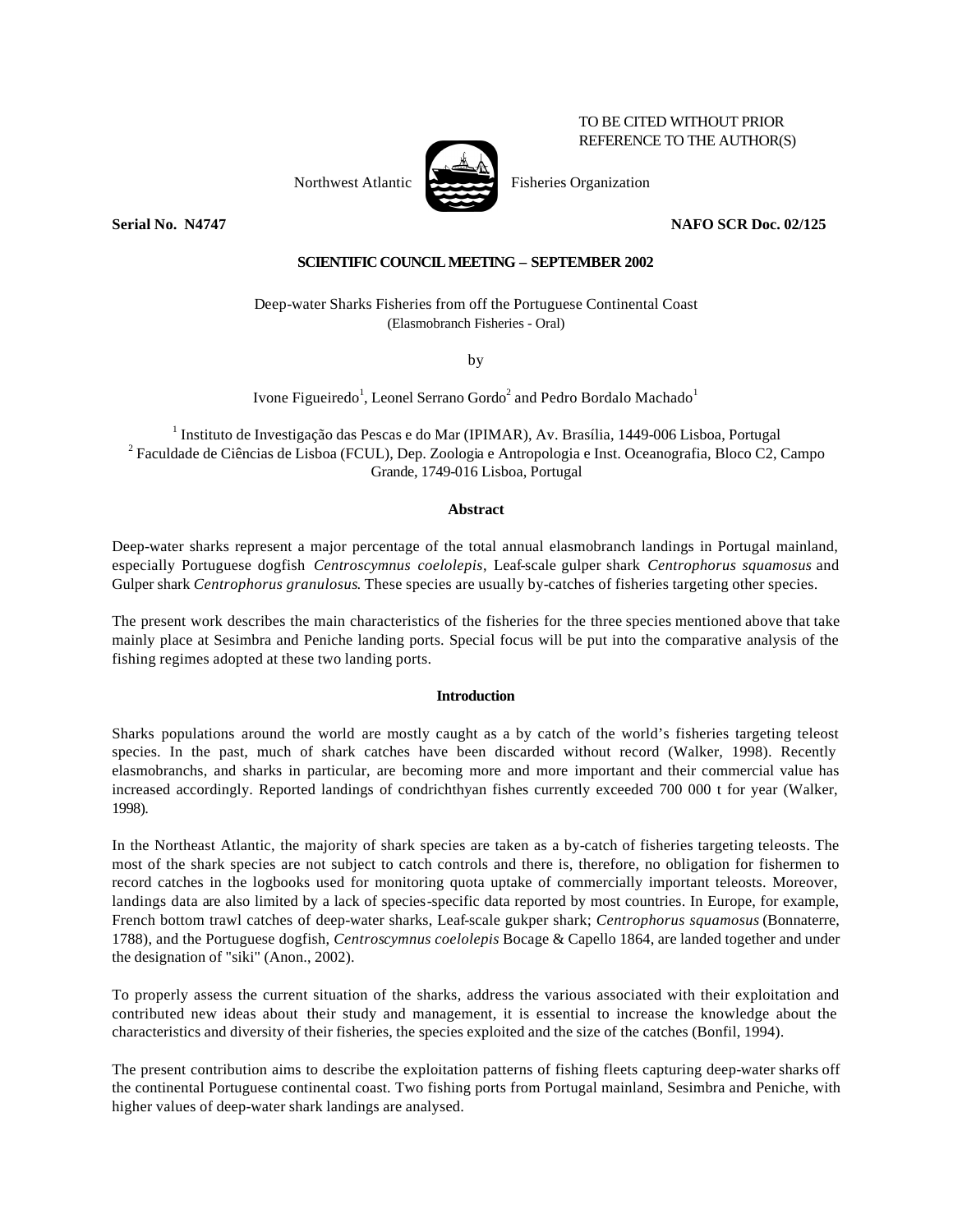TO BE CITED WITHOUT PRIOR REFERENCE TO THE AUTHOR(S)

Northwest Atlantic Fisheries Organization

**Serial No. N4747** **NAFO SCR Doc. 02/125**

**SCIENTIFIC COUNCIL MEETING – SEPTEMBER 2002**

Deep-water Sharks Fisheries from off the Portuguese Continental Coast
(Elasmobranch Fisheries - Oral)

by

Ivone Figueiredo[1], Leonel Serrano Gordo[2] and Pedro Bordalo Machado[1]

[1] Instituto de Investigação das Pescas e do Mar (IPIMAR), Av. Brasília, 1449-006 Lisboa, Portugal
[2] Faculdade de Ciências de Lisboa (FCUL), Dep. Zoologia e Antropologia e Inst. Oceanografia, Bloco C2, Campo Grande, 1749-016 Lisboa, Portugal

## Abstract

Deep-water sharks represent a major percentage of the total annual elasmobranch landings in Portugal mainland, especially Portuguese dogfish *Centroscymnus coelolepis*, Leaf-scale gulper shark *Centrophorus squamosus* and Gulper shark *Centrophorus granulosus*. These species are usually by-catches of fisheries targeting other species.

The present work describes the main characteristics of the fisheries for the three species mentioned above that take mainly place at Sesimbra and Peniche landing ports. Special focus will be put into the comparative analysis of the fishing regimes adopted at these two landing ports.

## Introduction

Sharks populations around the world are mostly caught as a by catch of the world's fisheries targeting teleost species. In the past, much of shark catches have been discarded without record (Walker, 1998). Recently elasmobranchs, and sharks in particular, are becoming more and more important and their commercial value has increased accordingly. Reported landings of condrichthyan fishes currently exceeded 700 000 t for year (Walker, 1998).

In the Northeast Atlantic, the majority of shark species are taken as a by-catch of fisheries targeting teleosts. The most of the shark species are not subject to catch controls and there is, therefore, no obligation for fishermen to record catches in the logbooks used for monitoring quota uptake of commercially important teleosts. Moreover, landings data are also limited by a lack of species-specific data reported by most countries. In Europe, for example, French bottom trawl catches of deep-water sharks, Leaf-scale gukper shark; *Centrophorus squamosus* (Bonnaterre, 1788), and the Portuguese dogfish, *Centroscymnus coelolepis* Bocage & Capello 1864, are landed together and under the designation of "siki" (Anon., 2002).

To properly assess the current situation of the sharks, address the various associated with their exploitation and contributed new ideas about their study and management, it is essential to increase the knowledge about the characteristics and diversity of their fisheries, the species exploited and the size of the catches (Bonfil, 1994).

The present contribution aims to describe the exploitation patterns of fishing fleets capturing deep-water sharks off the continental Portuguese continental coast. Two fishing ports from Portugal mainland, Sesimbra and Peniche, with higher values of deep-water shark landings are analysed.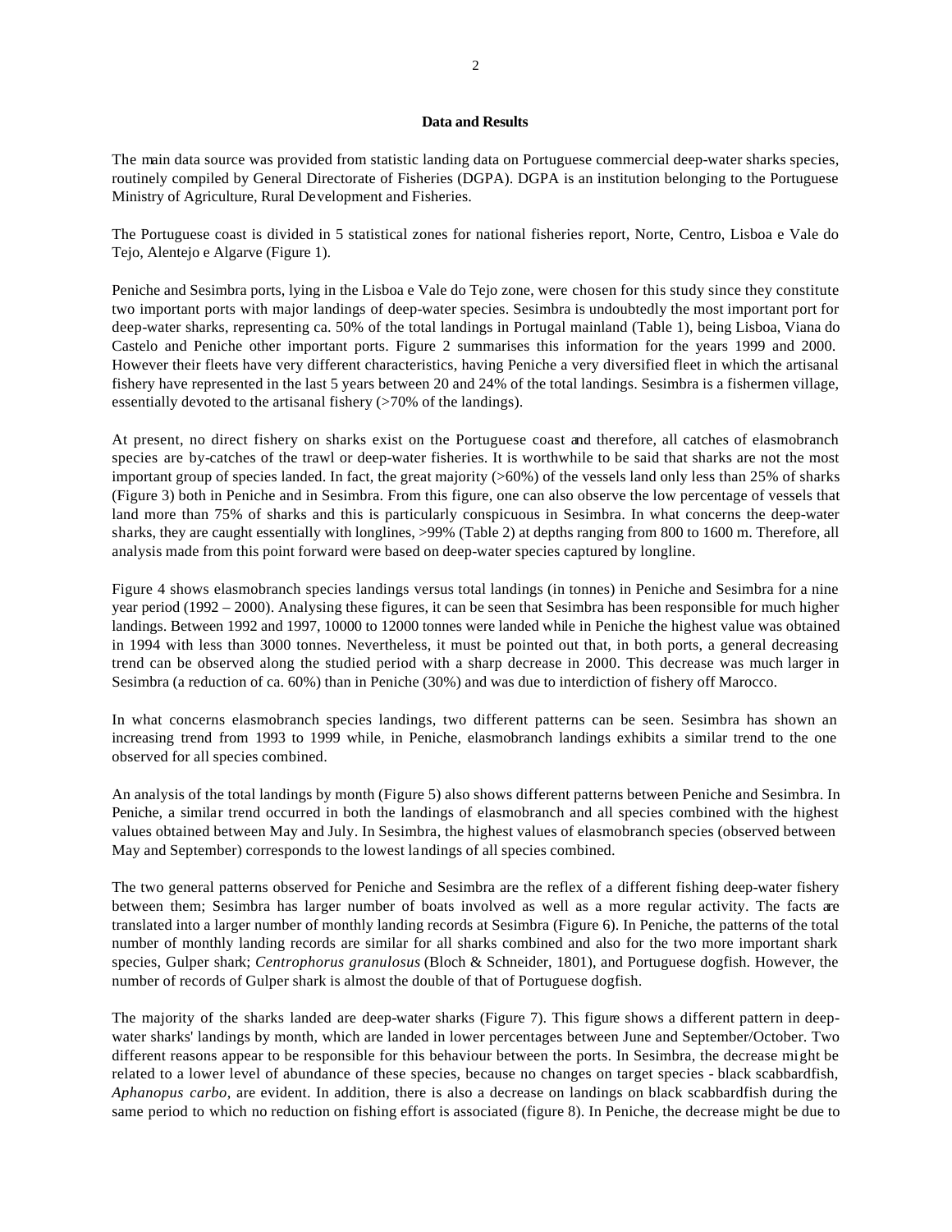**Data and Results**

The main data source was provided from statistic landing data on Portuguese commercial deep-water sharks species, routinely compiled by General Directorate of Fisheries (DGPA). DGPA is an institution belonging to the Portuguese Ministry of Agriculture, Rural Development and Fisheries.

The Portuguese coast is divided in 5 statistical zones for national fisheries report, Norte, Centro, Lisboa e Vale do Tejo, Alentejo e Algarve (Figure 1).

Peniche and Sesimbra ports, lying in the Lisboa e Vale do Tejo zone, were chosen for this study since they constitute two important ports with major landings of deep-water species. Sesimbra is undoubtedly the most important port for deep-water sharks, representing ca. 50% of the total landings in Portugal mainland (Table 1), being Lisboa, Viana do Castelo and Peniche other important ports. Figure 2 summarises this information for the years 1999 and 2000. However their fleets have very different characteristics, having Peniche a very diversified fleet in which the artisanal fishery have represented in the last 5 years between 20 and 24% of the total landings. Sesimbra is a fishermen village, essentially devoted to the artisanal fishery (>70% of the landings).

At present, no direct fishery on sharks exist on the Portuguese coast and therefore, all catches of elasmobranch species are by-catches of the trawl or deep-water fisheries. It is worthwhile to be said that sharks are not the most important group of species landed. In fact, the great majority (>60%) of the vessels land only less than 25% of sharks (Figure 3) both in Peniche and in Sesimbra. From this figure, one can also observe the low percentage of vessels that land more than 75% of sharks and this is particularly conspicuous in Sesimbra. In what concerns the deep-water sharks, they are caught essentially with longlines, >99% (Table 2) at depths ranging from 800 to 1600 m. Therefore, all analysis made from this point forward were based on deep-water species captured by longline.

Figure 4 shows elasmobranch species landings versus total landings (in tonnes) in Peniche and Sesimbra for a nine year period (1992 – 2000). Analysing these figures, it can be seen that Sesimbra has been responsible for much higher landings. Between 1992 and 1997, 10000 to 12000 tonnes were landed while in Peniche the highest value was obtained in 1994 with less than 3000 tonnes. Nevertheless, it must be pointed out that, in both ports, a general decreasing trend can be observed along the studied period with a sharp decrease in 2000. This decrease was much larger in Sesimbra (a reduction of ca. 60%) than in Peniche (30%) and was due to interdiction of fishery off Marocco.

In what concerns elasmobranch species landings, two different patterns can be seen. Sesimbra has shown an increasing trend from 1993 to 1999 while, in Peniche, elasmobranch landings exhibits a similar trend to the one observed for all species combined.

An analysis of the total landings by month (Figure 5) also shows different patterns between Peniche and Sesimbra. In Peniche, a similar trend occurred in both the landings of elasmobranch and all species combined with the highest values obtained between May and July. In Sesimbra, the highest values of elasmobranch species (observed between May and September) corresponds to the lowest landings of all species combined.

The two general patterns observed for Peniche and Sesimbra are the reflex of a different fishing deep-water fishery between them; Sesimbra has larger number of boats involved as well as a more regular activity. The facts are translated into a larger number of monthly landing records at Sesimbra (Figure 6). In Peniche, the patterns of the total number of monthly landing records are similar for all sharks combined and also for the two more important shark species, Gulper shark; *Centrophorus granulosus* (Bloch & Schneider, 1801), and Portuguese dogfish. However, the number of records of Gulper shark is almost the double of that of Portuguese dogfish.

The majority of the sharks landed are deep-water sharks (Figure 7). This figure shows a different pattern in deep-water sharks' landings by month, which are landed in lower percentages between June and September/October. Two different reasons appear to be responsible for this behaviour between the ports. In Sesimbra, the decrease might be related to a lower level of abundance of these species, because no changes on target species - black scabbardfish, *Aphanopus carbo*, are evident. In addition, there is also a decrease on landings on black scabbardfish during the same period to which no reduction on fishing effort is associated (figure 8). In Peniche, the decrease might be due to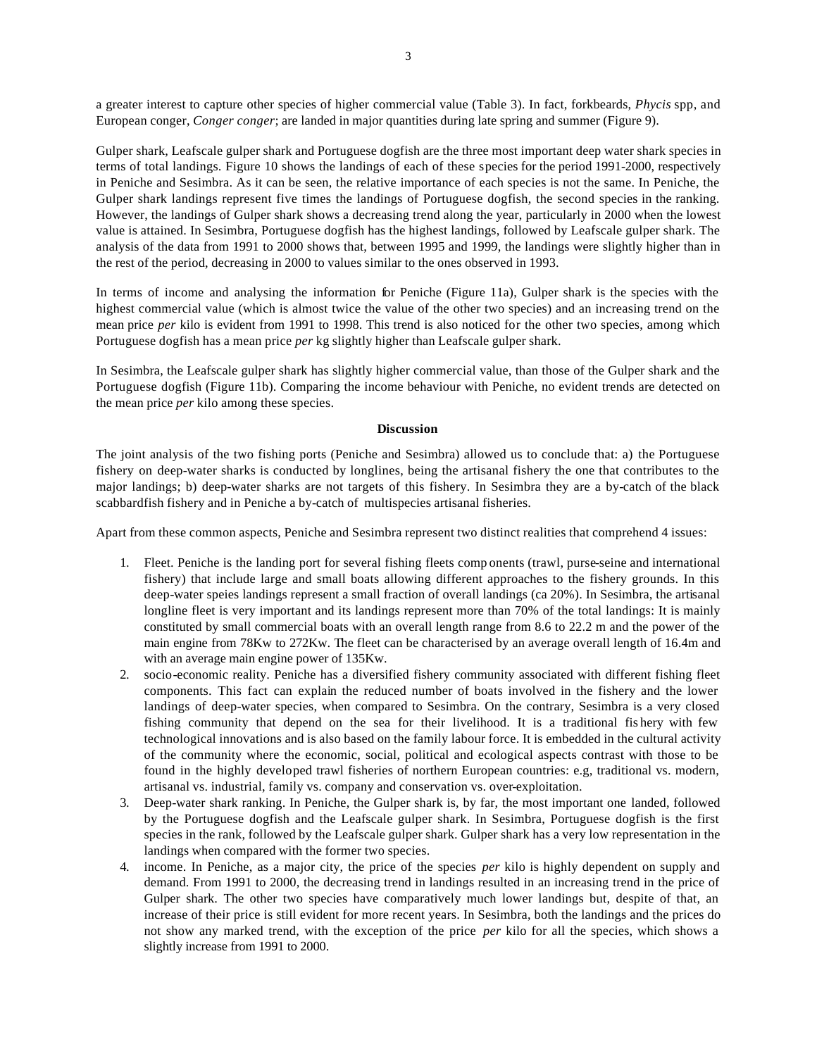a greater interest to capture other species of higher commercial value (Table 3). In fact, forkbeards, *Phycis* spp, and European conger, *Conger conger*; are landed in major quantities during late spring and summer (Figure 9).

Gulper shark, Leafscale gulper shark and Portuguese dogfish are the three most important deep water shark species in terms of total landings. Figure 10 shows the landings of each of these species for the period 1991-2000, respectively in Peniche and Sesimbra. As it can be seen, the relative importance of each species is not the same. In Peniche, the Gulper shark landings represent five times the landings of Portuguese dogfish, the second species in the ranking. However, the landings of Gulper shark shows a decreasing trend along the year, particularly in 2000 when the lowest value is attained. In Sesimbra, Portuguese dogfish has the highest landings, followed by Leafscale gulper shark. The analysis of the data from 1991 to 2000 shows that, between 1995 and 1999, the landings were slightly higher than in the rest of the period, decreasing in 2000 to values similar to the ones observed in 1993.

In terms of income and analysing the information for Peniche (Figure 11a), Gulper shark is the species with the highest commercial value (which is almost twice the value of the other two species) and an increasing trend on the mean price *per* kilo is evident from 1991 to 1998. This trend is also noticed for the other two species, among which Portuguese dogfish has a mean price *per* kg slightly higher than Leafscale gulper shark.

In Sesimbra, the Leafscale gulper shark has slightly higher commercial value, than those of the Gulper shark and the Portuguese dogfish (Figure 11b). Comparing the income behaviour with Peniche, no evident trends are detected on the mean price *per* kilo among these species.

## Discussion

The joint analysis of the two fishing ports (Peniche and Sesimbra) allowed us to conclude that: a) the Portuguese fishery on deep-water sharks is conducted by longlines, being the artisanal fishery the one that contributes to the major landings; b) deep-water sharks are not targets of this fishery. In Sesimbra they are a by-catch of the black scabbardfish fishery and in Peniche a by-catch of multispecies artisanal fisheries.

Apart from these common aspects, Peniche and Sesimbra represent two distinct realities that comprehend 4 issues:

1. Fleet. Peniche is the landing port for several fishing fleets components (trawl, purse-seine and international fishery) that include large and small boats allowing different approaches to the fishery grounds. In this deep-water speies landings represent a small fraction of overall landings (ca 20%). In Sesimbra, the artisanal longline fleet is very important and its landings represent more than 70% of the total landings: It is mainly constituted by small commercial boats with an overall length range from 8.6 to 22.2 m and the power of the main engine from 78Kw to 272Kw. The fleet can be characterised by an average overall length of 16.4m and with an average main engine power of 135Kw.
2. socio-economic reality. Peniche has a diversified fishery community associated with different fishing fleet components. This fact can explain the reduced number of boats involved in the fishery and the lower landings of deep-water species, when compared to Sesimbra. On the contrary, Sesimbra is a very closed fishing community that depend on the sea for their livelihood. It is a traditional fishery with few technological innovations and is also based on the family labour force. It is embedded in the cultural activity of the community where the economic, social, political and ecological aspects contrast with those to be found in the highly developed trawl fisheries of northern European countries: e.g, traditional vs. modern, artisanal vs. industrial, family vs. company and conservation vs. over-exploitation.
3. Deep-water shark ranking. In Peniche, the Gulper shark is, by far, the most important one landed, followed by the Portuguese dogfish and the Leafscale gulper shark. In Sesimbra, Portuguese dogfish is the first species in the rank, followed by the Leafscale gulper shark. Gulper shark has a very low representation in the landings when compared with the former two species.
4. income. In Peniche, as a major city, the price of the species *per* kilo is highly dependent on supply and demand. From 1991 to 2000, the decreasing trend in landings resulted in an increasing trend in the price of Gulper shark. The other two species have comparatively much lower landings but, despite of that, an increase of their price is still evident for more recent years. In Sesimbra, both the landings and the prices do not show any marked trend, with the exception of the price *per* kilo for all the species, which shows a slightly increase from 1991 to 2000.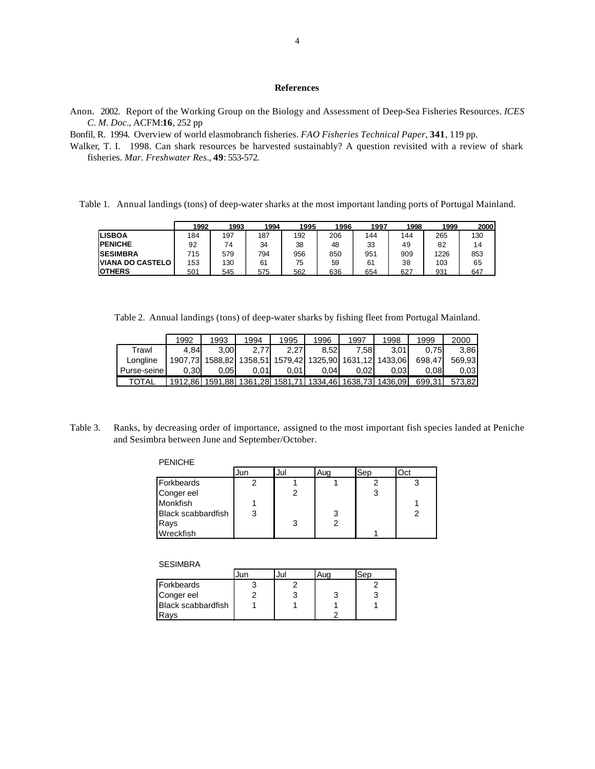## References

Anon. 2002. Report of the Working Group on the Biology and Assessment of Deep-Sea Fisheries Resources. *ICES C. M. Doc*., ACFM:**16**, 252 pp

Bonfil, R. 1994. Overview of world elasmobranch fisheries. *FAO Fisheries Technical Paper,* **341**, 119 pp.

Walker, T. I. 1998. Can shark resources be harvested sustainably? A question revisited with a review of shark fisheries. *Mar. Freshwater Res*., **49**: 553-572.

Table 1. Annual landings (tons) of deep-water sharks at the most important landing ports of Portugal Mainland.

| | 1992 | 1993 | 1994 | 1995 | 1996 | 1997 | 1998 | 1999 | 2000 |
|---|---|---|---|---|---|---|---|---|---|
| **LISBOA** | 184 | 197 | 187 | 192 | 206 | 144 | 144 | 265 | 130 |
| **PENICHE** | 92 | 74 | 34 | 38 | 48 | 33 | 49 | 82 | 14 |
| **SESIMBRA** | 715 | 579 | 794 | 956 | 850 | 951 | 909 | 1226 | 853 |
| **VIANA DO CASTELO** | 153 | 130 | 61 | 75 | 59 | 61 | 38 | 103 | 65 |
| **OTHERS** | 501 | 545 | 575 | 562 | 636 | 654 | 627 | 931 | 647 |

Table 2. Annual landings (tons) of deep-water sharks by fishing fleet from Portugal Mainland.

| | 1992 | 1993 | 1994 | 1995 | 1996 | 1997 | 1998 | 1999 | 2000 |
|---|---|---|---|---|---|---|---|---|---|
| Trawl | 4,84 | 3,00 | 2,77 | 2,27 | 8,52 | 7,58 | 3,01 | 0,75 | 3,86 |
| Longline | 1907,73 | 1588,82 | 1358,51 | 1579,42 | 1325,90 | 1631,12 | 1433,06 | 698,47 | 569,93 |
| Purse-seine | 0,30 | 0,05 | 0,01 | 0,01 | 0,04 | 0,02 | 0,03 | 0,08 | 0,03 |
| TOTAL | 1912,86 | 1591,88 | 1361,28 | 1581,71 | 1334,46 | 1638,73 | 1436,09 | 699,31 | 573,82 |

Table 3. Ranks, by decreasing order of importance, assigned to the most important fish species landed at Peniche and Sesimbra between June and September/October.

PENICHE

| | Jun | Jul | Aug | Sep | Oct |
|---|---|---|---|---|---|
| Forkbeards | 2 | 1 | 1 | 2 | 3 |
| Conger eel | | 2 | | 3 | |
| Monkfish | 1 | | | | 1 |
| Black scabbardfish | 3 | | 3 | | 2 |
| Rays | | 3 | 2 | | |
| Wreckfish | | | | 1 | |

SESIMBRA

| | Jun | Jul | Aug | Sep |
|---|---|---|---|---|
| Forkbeards | 3 | 2 | | 2 |
| Conger eel | 2 | 3 | 3 | 3 |
| Black scabbardfish | 1 | 1 | 1 | 1 |
| Rays | | | 2 | |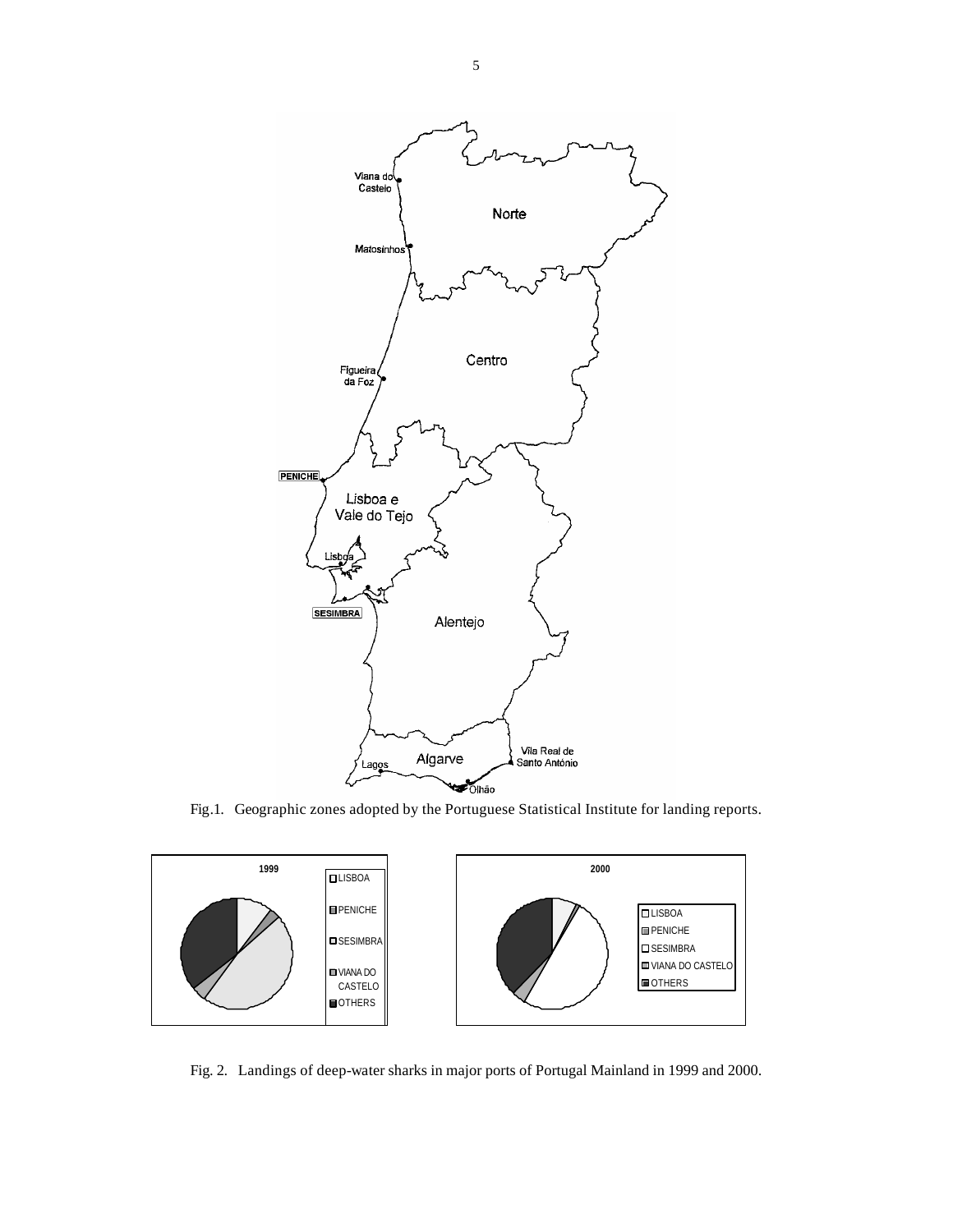Fig.1. Geographic zones adopted by the Portuguese Statistical Institute for landing reports.

Fig. 2. Landings of deep-water sharks in major ports of Portugal Mainland in 1999 and 2000.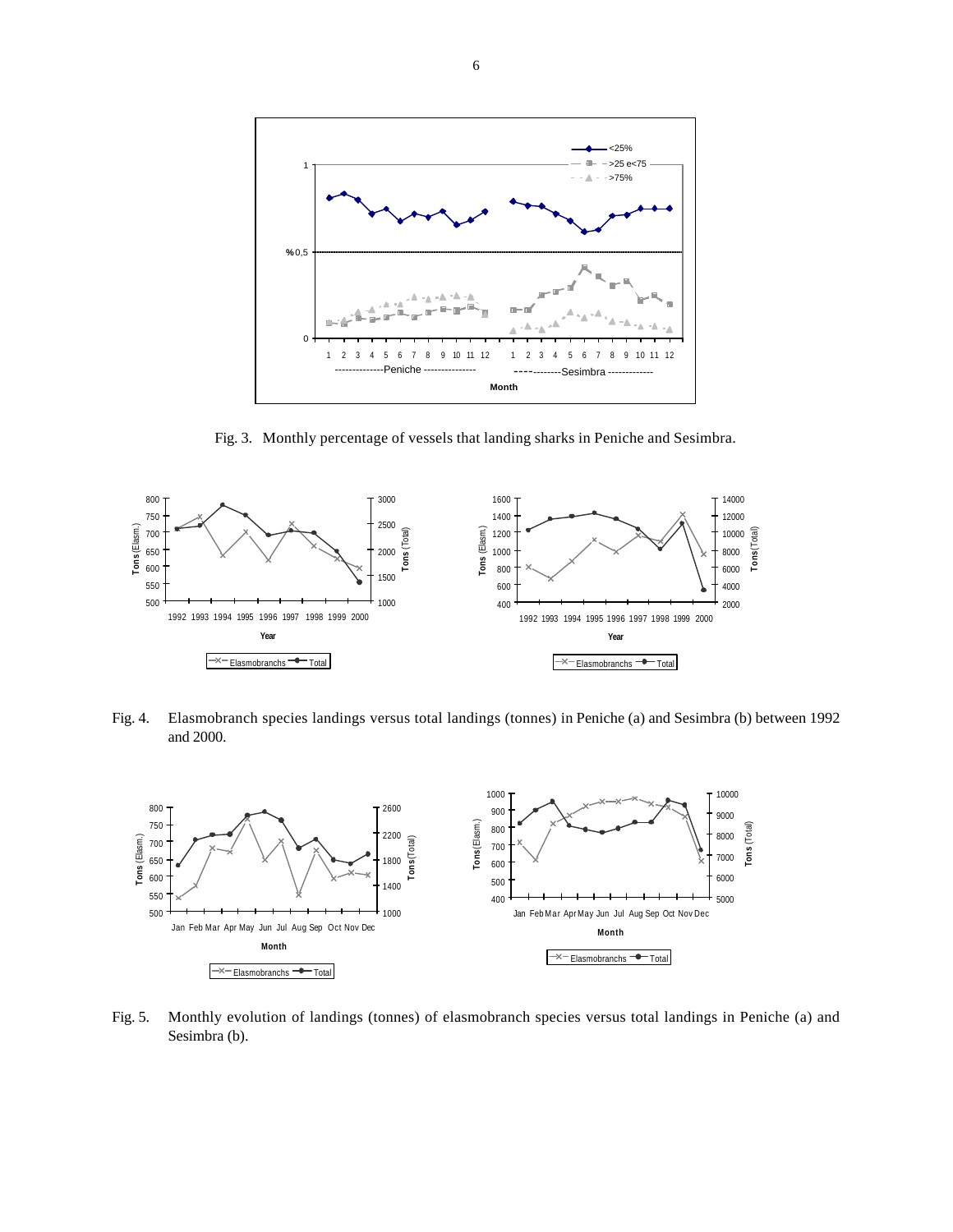Fig. 3. Monthly percentage of vessels that landing sharks in Peniche and Sesimbra.

Fig. 4. Elasmobranch species landings versus total landings (tonnes) in Peniche (a) and Sesimbra (b) between 1992 and 2000.

Fig. 5. Monthly evolution of landings (tonnes) of elasmobranch species versus total landings in Peniche (a) and Sesimbra (b).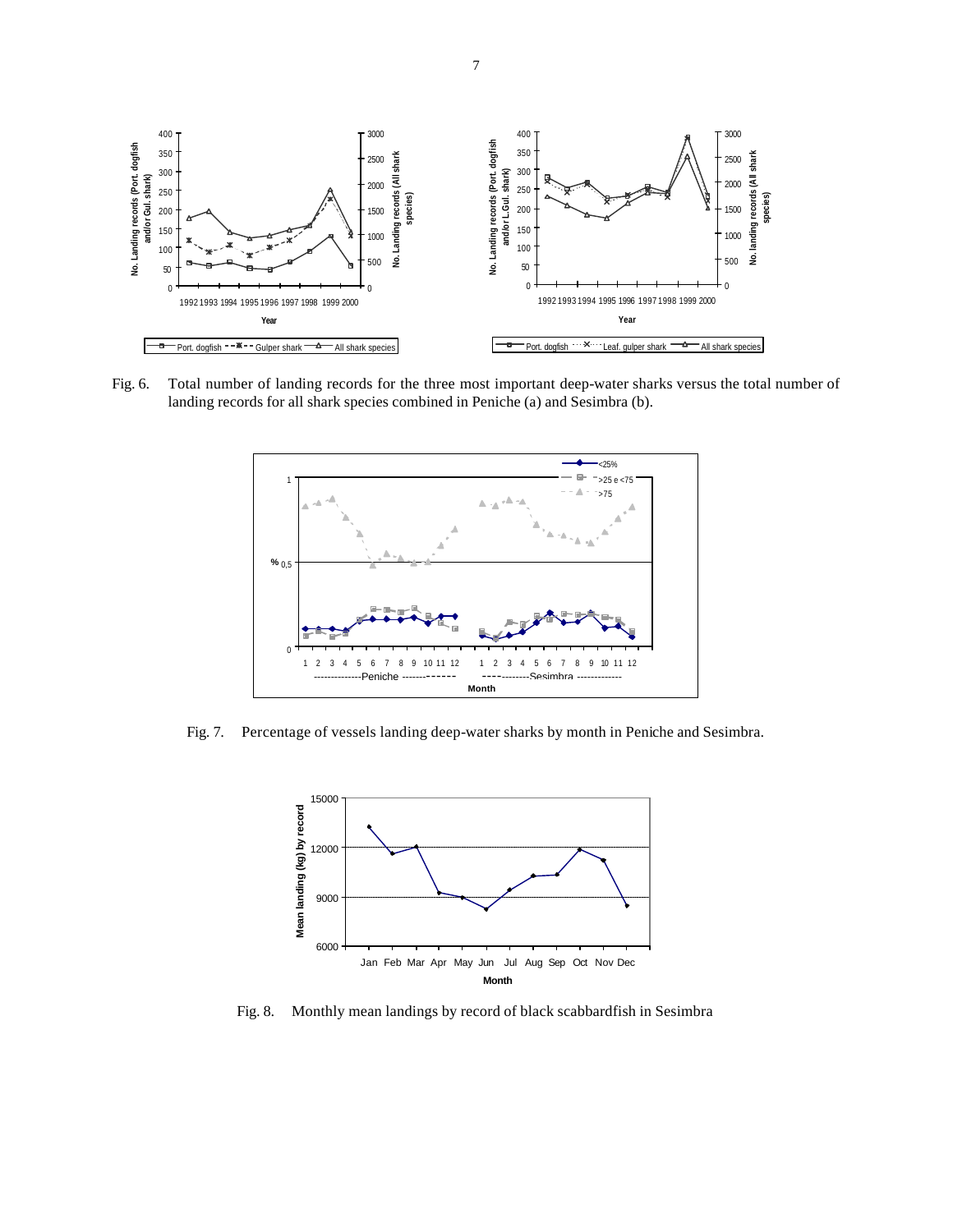Fig. 6. Total number of landing records for the three most important deep-water sharks versus the total number of landing records for all shark species combined in Peniche (a) and Sesimbra (b).

Fig. 7. Percentage of vessels landing deep-water sharks by month in Peniche and Sesimbra.

Fig. 8. Monthly mean landings by record of black scabbardfish in Sesimbra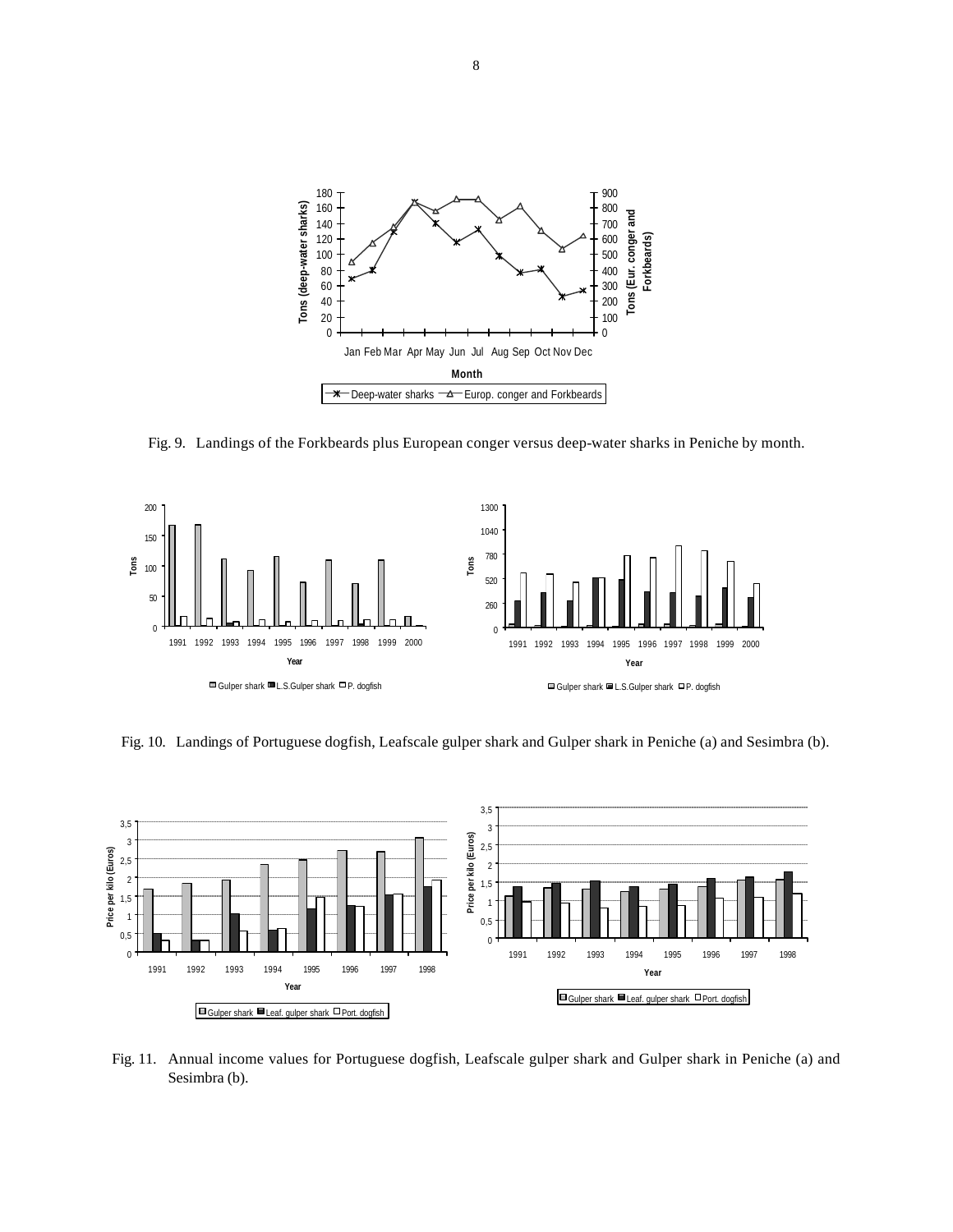180
160
140
120
100
80
60
40
20
0

900
800
700
600
500
400
300
200
100
0

Tons (deep-water sharks)

Tons (Eur. conger and Forkbeards)

Jan Feb Mar Apr May Jun Jul Aug Sep Oct Nov Dec

Month

Deep-water sharks   Europ. conger and Forkbeards

Fig. 9. Landings of the Forkbeards plus European conger versus deep-water sharks in Peniche by month.

200
150
100
50
0

Tons

1991 1992 1993 1994 1995 1996 1997 1998 1999 2000

Year

Gulper shark   L.S.Gulper shark   P. dogfish

1300
1040
780
520
260
0

Tons

1991 1992 1993 1994 1995 1996 1997 1998 1999 2000

Year

Gulper shark   L.S.Gulper shark   P. dogfish

Fig. 10. Landings of Portuguese dogfish, Leafscale gulper shark and Gulper shark in Peniche (a) and Sesimbra (b).

3,5
3
2,5
2
1,5
1
0,5
0

Price per kilo (Euros)

1991 1992 1993 1994 1995 1996 1997 1998

Year

Gulper shark   Leaf. gulper shark   Port. dogfish

3,5
3
2,5
2
1,5
1
0,5
0

Price per kilo (Euros)

1991 1992 1993 1994 1995 1996 1997 1998

Year

Gulper shark   Leaf. gulper shark   Port. dogfish

Fig. 11. Annual income values for Portuguese dogfish, Leafscale gulper shark and Gulper shark in Peniche (a) and Sesimbra (b).